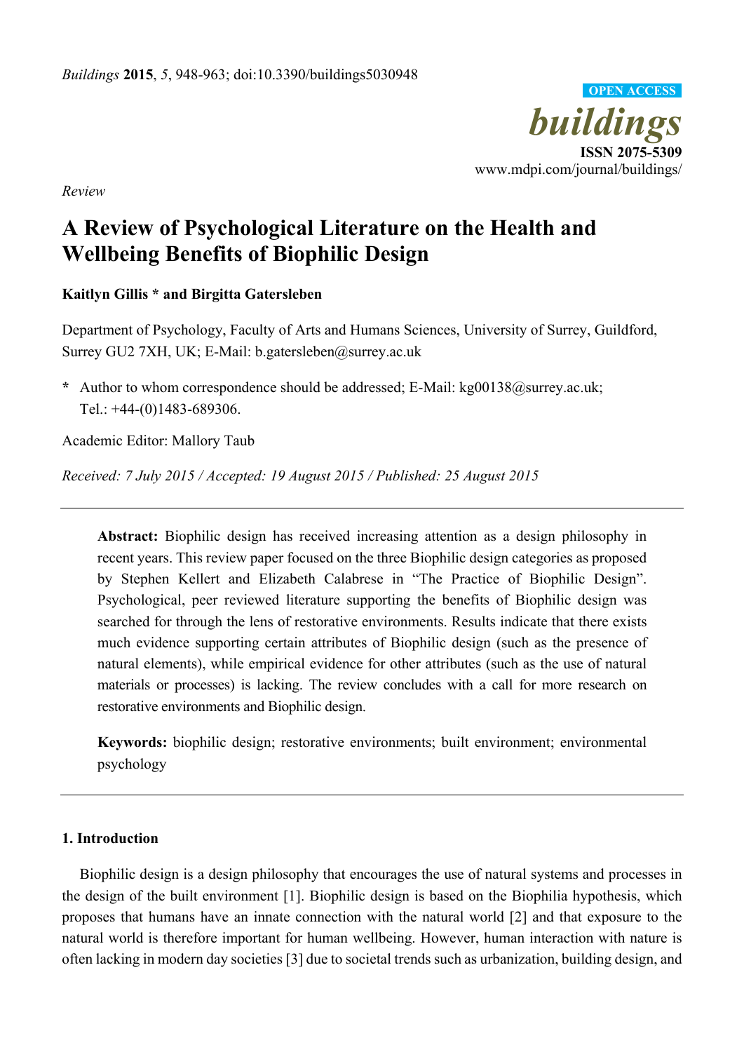*Review*

# A Review of Psychological Literature on the Health and Wellbeing Benefits of Biophilic Design

**Kaitlyn Gillis * and Birgitta Gatersleben**

Department of Psychology, Faculty of Arts and Humans Sciences, University of Surrey, Guildford, Surrey GU2 7XH, UK; E-Mail: b.gatersleben@surrey.ac.uk

**\*** Author to whom correspondence should be addressed; E-Mail: kg00138@surrey.ac.uk; Tel.: +44-(0)1483-689306.

Academic Editor: Mallory Taub

*Received: 7 July 2015 / Accepted: 19 August 2015 / Published: 25 August 2015*

---

**Abstract:** Biophilic design has received increasing attention as a design philosophy in recent years. This review paper focused on the three Biophilic design categories as proposed by Stephen Kellert and Elizabeth Calabrese in "The Practice of Biophilic Design". Psychological, peer reviewed literature supporting the benefits of Biophilic design was searched for through the lens of restorative environments. Results indicate that there exists much evidence supporting certain attributes of Biophilic design (such as the presence of natural elements), while empirical evidence for other attributes (such as the use of natural materials or processes) is lacking. The review concludes with a call for more research on restorative environments and Biophilic design.

**Keywords:** biophilic design; restorative environments; built environment; environmental psychology

---

## 1. Introduction

Biophilic design is a design philosophy that encourages the use of natural systems and processes in the design of the built environment [1]. Biophilic design is based on the Biophilia hypothesis, which proposes that humans have an innate connection with the natural world [2] and that exposure to the natural world is therefore important for human wellbeing. However, human interaction with nature is often lacking in modern day societies [3] due to societal trends such as urbanization, building design, and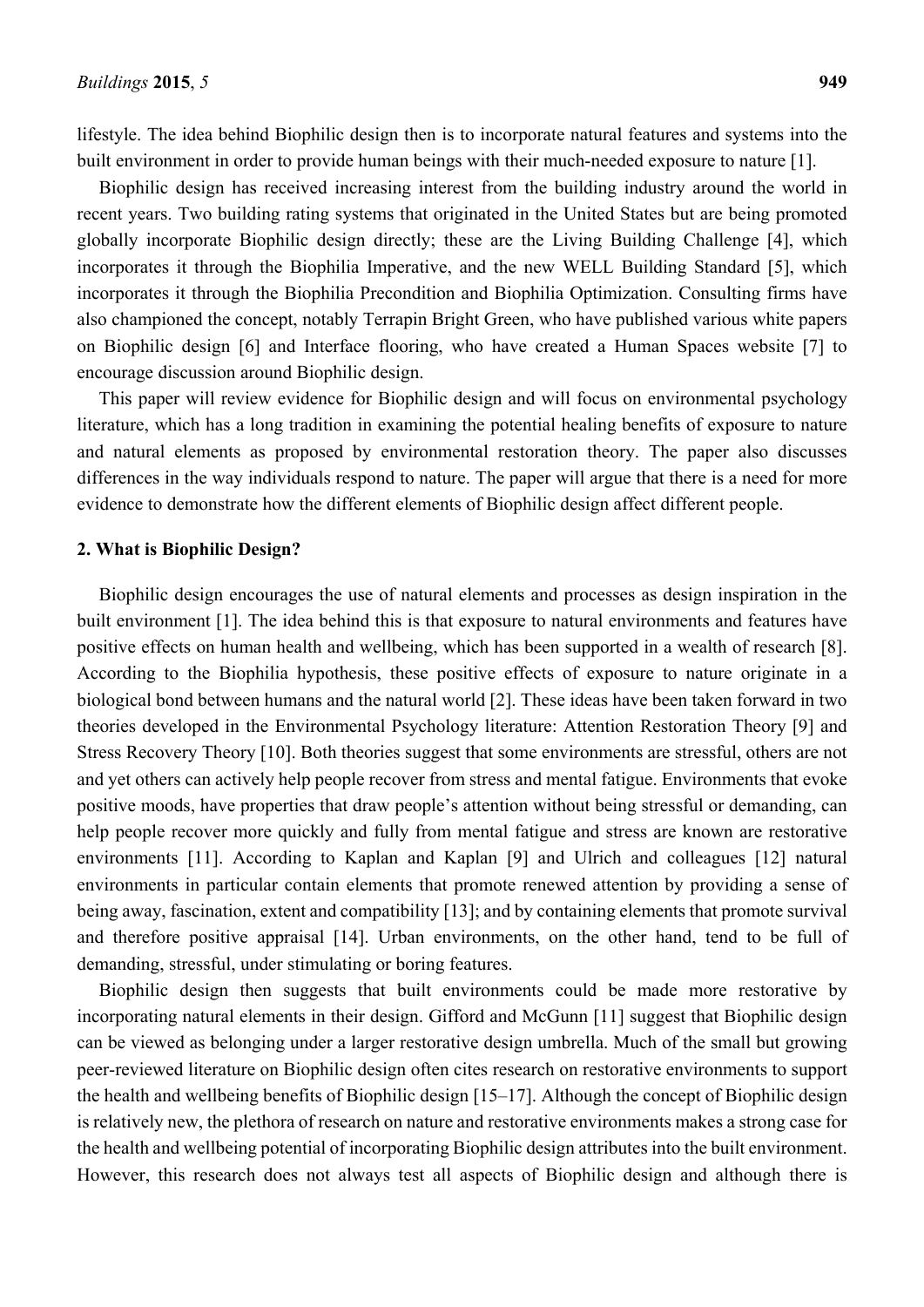lifestyle. The idea behind Biophilic design then is to incorporate natural features and systems into the built environment in order to provide human beings with their much-needed exposure to nature [1].

Biophilic design has received increasing interest from the building industry around the world in recent years. Two building rating systems that originated in the United States but are being promoted globally incorporate Biophilic design directly; these are the Living Building Challenge [4], which incorporates it through the Biophilia Imperative, and the new WELL Building Standard [5], which incorporates it through the Biophilia Precondition and Biophilia Optimization. Consulting firms have also championed the concept, notably Terrapin Bright Green, who have published various white papers on Biophilic design [6] and Interface flooring, who have created a Human Spaces website [7] to encourage discussion around Biophilic design.

This paper will review evidence for Biophilic design and will focus on environmental psychology literature, which has a long tradition in examining the potential healing benefits of exposure to nature and natural elements as proposed by environmental restoration theory. The paper also discusses differences in the way individuals respond to nature. The paper will argue that there is a need for more evidence to demonstrate how the different elements of Biophilic design affect different people.

## 2. What is Biophilic Design?

Biophilic design encourages the use of natural elements and processes as design inspiration in the built environment [1]. The idea behind this is that exposure to natural environments and features have positive effects on human health and wellbeing, which has been supported in a wealth of research [8]. According to the Biophilia hypothesis, these positive effects of exposure to nature originate in a biological bond between humans and the natural world [2]. These ideas have been taken forward in two theories developed in the Environmental Psychology literature: Attention Restoration Theory [9] and Stress Recovery Theory [10]. Both theories suggest that some environments are stressful, others are not and yet others can actively help people recover from stress and mental fatigue. Environments that evoke positive moods, have properties that draw people's attention without being stressful or demanding, can help people recover more quickly and fully from mental fatigue and stress are known are restorative environments [11]. According to Kaplan and Kaplan [9] and Ulrich and colleagues [12] natural environments in particular contain elements that promote renewed attention by providing a sense of being away, fascination, extent and compatibility [13]; and by containing elements that promote survival and therefore positive appraisal [14]. Urban environments, on the other hand, tend to be full of demanding, stressful, under stimulating or boring features.

Biophilic design then suggests that built environments could be made more restorative by incorporating natural elements in their design. Gifford and McGunn [11] suggest that Biophilic design can be viewed as belonging under a larger restorative design umbrella. Much of the small but growing peer-reviewed literature on Biophilic design often cites research on restorative environments to support the health and wellbeing benefits of Biophilic design [15–17]. Although the concept of Biophilic design is relatively new, the plethora of research on nature and restorative environments makes a strong case for the health and wellbeing potential of incorporating Biophilic design attributes into the built environment. However, this research does not always test all aspects of Biophilic design and although there is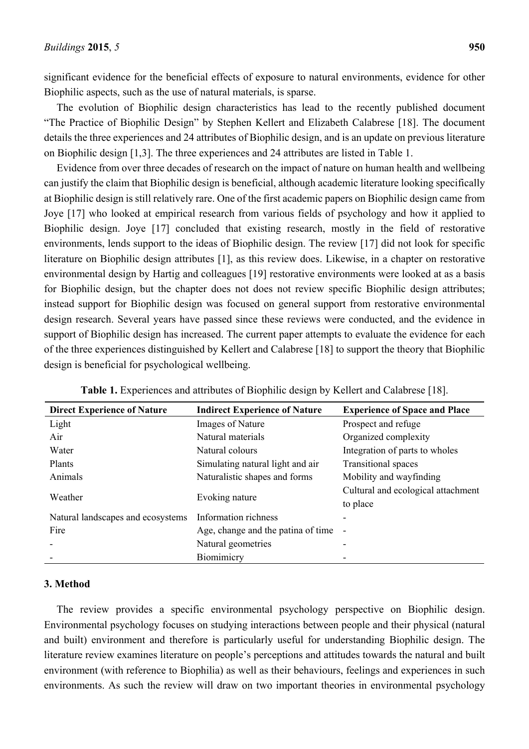significant evidence for the beneficial effects of exposure to natural environments, evidence for other Biophilic aspects, such as the use of natural materials, is sparse.

The evolution of Biophilic design characteristics has lead to the recently published document "The Practice of Biophilic Design" by Stephen Kellert and Elizabeth Calabrese [18]. The document details the three experiences and 24 attributes of Biophilic design, and is an update on previous literature on Biophilic design [1,3]. The three experiences and 24 attributes are listed in Table 1.

Evidence from over three decades of research on the impact of nature on human health and wellbeing can justify the claim that Biophilic design is beneficial, although academic literature looking specifically at Biophilic design is still relatively rare. One of the first academic papers on Biophilic design came from Joye [17] who looked at empirical research from various fields of psychology and how it applied to Biophilic design. Joye [17] concluded that existing research, mostly in the field of restorative environments, lends support to the ideas of Biophilic design. The review [17] did not look for specific literature on Biophilic design attributes [1], as this review does. Likewise, in a chapter on restorative environmental design by Hartig and colleagues [19] restorative environments were looked at as a basis for Biophilic design, but the chapter does not does not review specific Biophilic design attributes; instead support for Biophilic design was focused on general support from restorative environmental design research. Several years have passed since these reviews were conducted, and the evidence in support of Biophilic design has increased. The current paper attempts to evaluate the evidence for each of the three experiences distinguished by Kellert and Calabrese [18] to support the theory that Biophilic design is beneficial for psychological wellbeing.

**Table 1.** Experiences and attributes of Biophilic design by Kellert and Calabrese [18].

| Direct Experience of Nature | Indirect Experience of Nature | Experience of Space and Place |
|---|---|---|
| Light | Images of Nature | Prospect and refuge |
| Air | Natural materials | Organized complexity |
| Water | Natural colours | Integration of parts to wholes |
| Plants | Simulating natural light and air | Transitional spaces |
| Animals | Naturalistic shapes and forms | Mobility and wayfinding |
| Weather | Evoking nature | Cultural and ecological attachment to place |
| Natural landscapes and ecosystems | Information richness | - |
| Fire | Age, change and the patina of time | - |
| - | Natural geometries | - |
| - | Biomimicry | - |

## 3. Method

The review provides a specific environmental psychology perspective on Biophilic design. Environmental psychology focuses on studying interactions between people and their physical (natural and built) environment and therefore is particularly useful for understanding Biophilic design. The literature review examines literature on people's perceptions and attitudes towards the natural and built environment (with reference to Biophilia) as well as their behaviours, feelings and experiences in such environments. As such the review will draw on two important theories in environmental psychology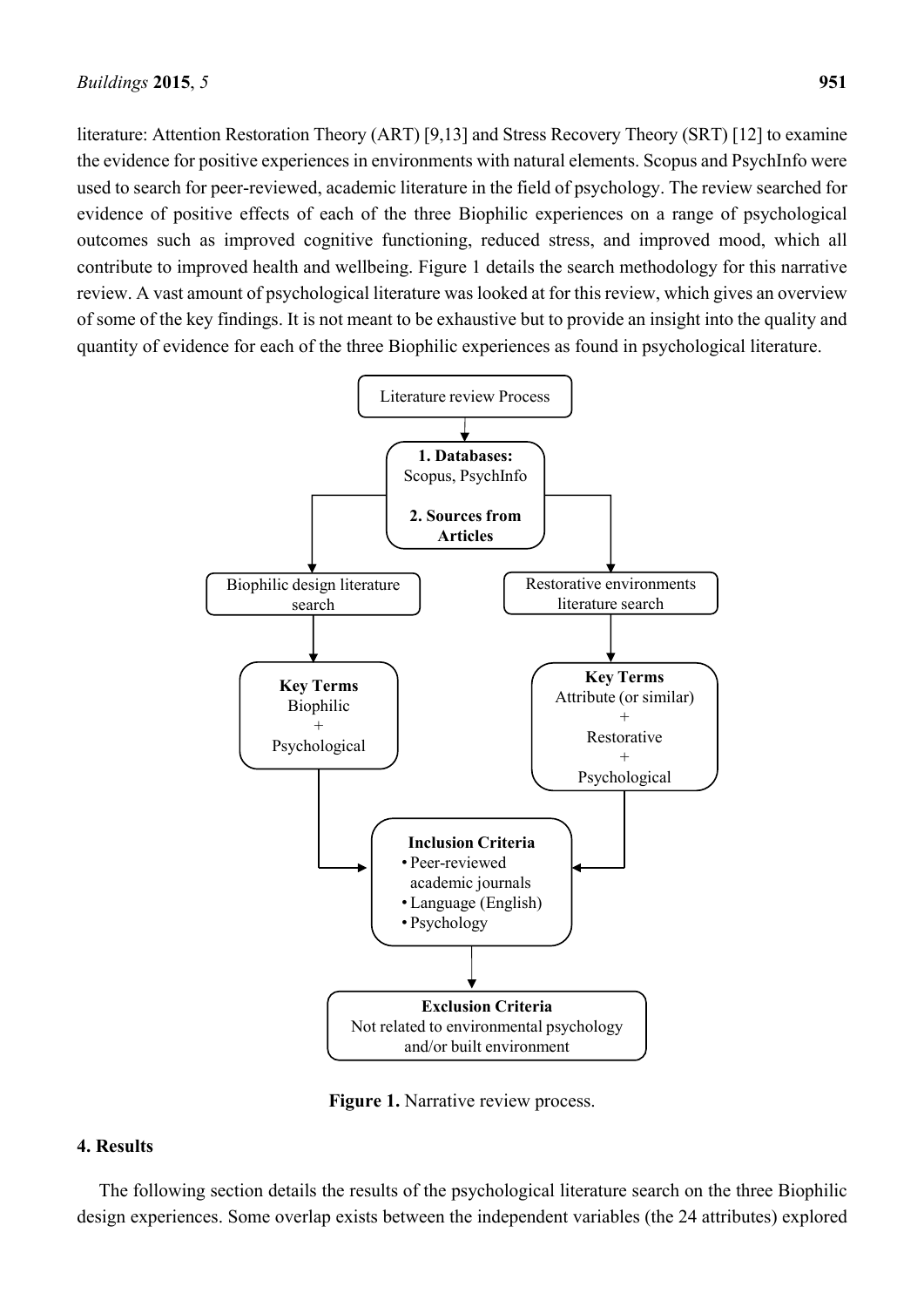literature: Attention Restoration Theory (ART) [9,13] and Stress Recovery Theory (SRT) [12] to examine the evidence for positive experiences in environments with natural elements. Scopus and PsychInfo were used to search for peer-reviewed, academic literature in the field of psychology. The review searched for evidence of positive effects of each of the three Biophilic experiences on a range of psychological outcomes such as improved cognitive functioning, reduced stress, and improved mood, which all contribute to improved health and wellbeing. Figure 1 details the search methodology for this narrative review. A vast amount of psychological literature was looked at for this review, which gives an overview of some of the key findings. It is not meant to be exhaustive but to provide an insight into the quality and quantity of evidence for each of the three Biophilic experiences as found in psychological literature.

Literature review Process

**1. Databases:** Scopus, PsychInfo

**2. Sources from Articles**

Biophilic design literature search | Restorative environments literature search

**Key Terms** Biophilic + Psychological

**Key Terms** Attribute (or similar) + Restorative + Psychological

**Inclusion Criteria**
- Peer-reviewed academic journals
- Language (English)
- Psychology

**Exclusion Criteria**
Not related to environmental psychology and/or built environment

**Figure 1.** Narrative review process.

## 4. Results

The following section details the results of the psychological literature search on the three Biophilic design experiences. Some overlap exists between the independent variables (the 24 attributes) explored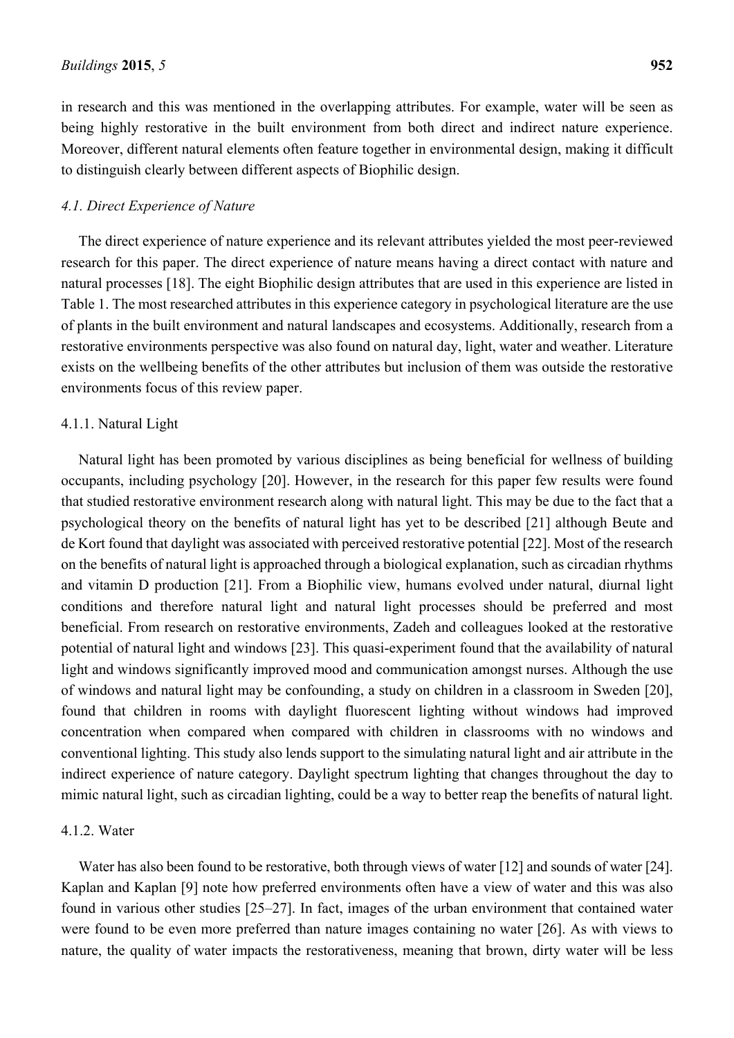in research and this was mentioned in the overlapping attributes. For example, water will be seen as being highly restorative in the built environment from both direct and indirect nature experience. Moreover, different natural elements often feature together in environmental design, making it difficult to distinguish clearly between different aspects of Biophilic design.

### *4.1. Direct Experience of Nature*

The direct experience of nature experience and its relevant attributes yielded the most peer-reviewed research for this paper. The direct experience of nature means having a direct contact with nature and natural processes [18]. The eight Biophilic design attributes that are used in this experience are listed in Table 1. The most researched attributes in this experience category in psychological literature are the use of plants in the built environment and natural landscapes and ecosystems. Additionally, research from a restorative environments perspective was also found on natural day, light, water and weather. Literature exists on the wellbeing benefits of the other attributes but inclusion of them was outside the restorative environments focus of this review paper.

#### 4.1.1. Natural Light

Natural light has been promoted by various disciplines as being beneficial for wellness of building occupants, including psychology [20]. However, in the research for this paper few results were found that studied restorative environment research along with natural light. This may be due to the fact that a psychological theory on the benefits of natural light has yet to be described [21] although Beute and de Kort found that daylight was associated with perceived restorative potential [22]. Most of the research on the benefits of natural light is approached through a biological explanation, such as circadian rhythms and vitamin D production [21]. From a Biophilic view, humans evolved under natural, diurnal light conditions and therefore natural light and natural light processes should be preferred and most beneficial. From research on restorative environments, Zadeh and colleagues looked at the restorative potential of natural light and windows [23]. This quasi-experiment found that the availability of natural light and windows significantly improved mood and communication amongst nurses. Although the use of windows and natural light may be confounding, a study on children in a classroom in Sweden [20], found that children in rooms with daylight fluorescent lighting without windows had improved concentration when compared when compared with children in classrooms with no windows and conventional lighting. This study also lends support to the simulating natural light and air attribute in the indirect experience of nature category. Daylight spectrum lighting that changes throughout the day to mimic natural light, such as circadian lighting, could be a way to better reap the benefits of natural light.

#### 4.1.2. Water

Water has also been found to be restorative, both through views of water [12] and sounds of water [24]. Kaplan and Kaplan [9] note how preferred environments often have a view of water and this was also found in various other studies [25–27]. In fact, images of the urban environment that contained water were found to be even more preferred than nature images containing no water [26]. As with views to nature, the quality of water impacts the restorativeness, meaning that brown, dirty water will be less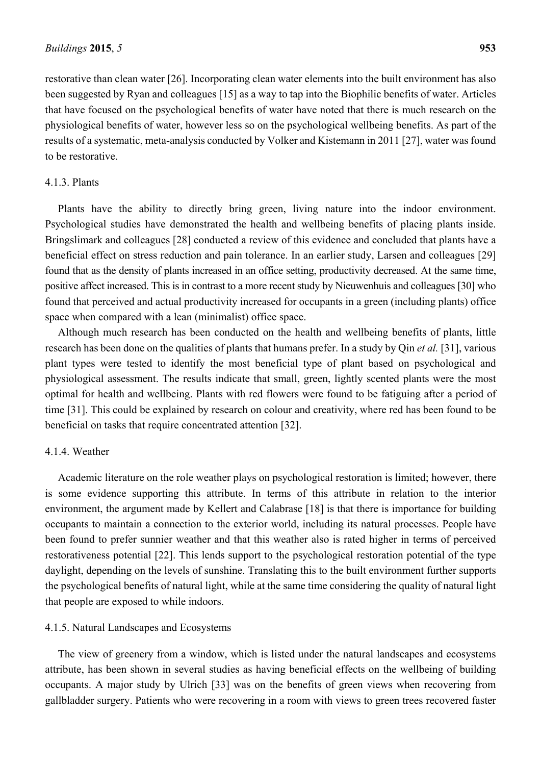restorative than clean water [26]. Incorporating clean water elements into the built environment has also been suggested by Ryan and colleagues [15] as a way to tap into the Biophilic benefits of water. Articles that have focused on the psychological benefits of water have noted that there is much research on the physiological benefits of water, however less so on the psychological wellbeing benefits. As part of the results of a systematic, meta-analysis conducted by Volker and Kistemann in 2011 [27], water was found to be restorative.

#### 4.1.3. Plants

Plants have the ability to directly bring green, living nature into the indoor environment. Psychological studies have demonstrated the health and wellbeing benefits of placing plants inside. Bringslimark and colleagues [28] conducted a review of this evidence and concluded that plants have a beneficial effect on stress reduction and pain tolerance. In an earlier study, Larsen and colleagues [29] found that as the density of plants increased in an office setting, productivity decreased. At the same time, positive affect increased. This is in contrast to a more recent study by Nieuwenhuis and colleagues [30] who found that perceived and actual productivity increased for occupants in a green (including plants) office space when compared with a lean (minimalist) office space.

Although much research has been conducted on the health and wellbeing benefits of plants, little research has been done on the qualities of plants that humans prefer. In a study by Qin *et al.* [31], various plant types were tested to identify the most beneficial type of plant based on psychological and physiological assessment. The results indicate that small, green, lightly scented plants were the most optimal for health and wellbeing. Plants with red flowers were found to be fatiguing after a period of time [31]. This could be explained by research on colour and creativity, where red has been found to be beneficial on tasks that require concentrated attention [32].

#### 4.1.4. Weather

Academic literature on the role weather plays on psychological restoration is limited; however, there is some evidence supporting this attribute. In terms of this attribute in relation to the interior environment, the argument made by Kellert and Calabrase [18] is that there is importance for building occupants to maintain a connection to the exterior world, including its natural processes. People have been found to prefer sunnier weather and that this weather also is rated higher in terms of perceived restorativeness potential [22]. This lends support to the psychological restoration potential of the type daylight, depending on the levels of sunshine. Translating this to the built environment further supports the psychological benefits of natural light, while at the same time considering the quality of natural light that people are exposed to while indoors.

#### 4.1.5. Natural Landscapes and Ecosystems

The view of greenery from a window, which is listed under the natural landscapes and ecosystems attribute, has been shown in several studies as having beneficial effects on the wellbeing of building occupants. A major study by Ulrich [33] was on the benefits of green views when recovering from gallbladder surgery. Patients who were recovering in a room with views to green trees recovered faster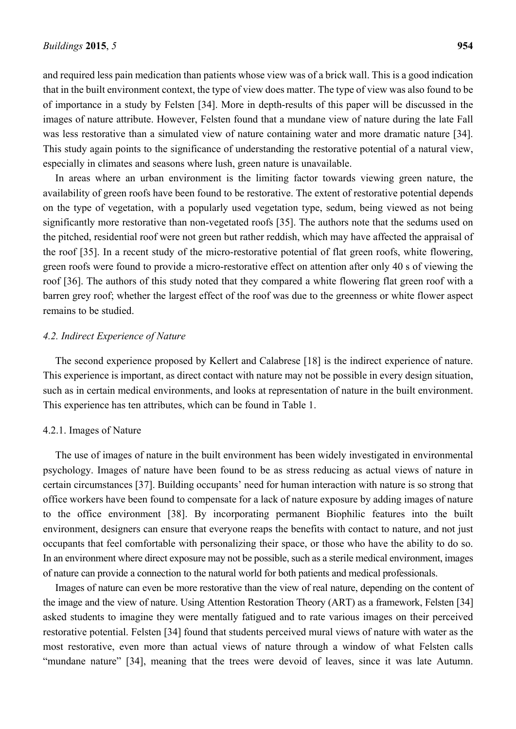and required less pain medication than patients whose view was of a brick wall. This is a good indication that in the built environment context, the type of view does matter. The type of view was also found to be of importance in a study by Felsten [34]. More in depth-results of this paper will be discussed in the images of nature attribute. However, Felsten found that a mundane view of nature during the late Fall was less restorative than a simulated view of nature containing water and more dramatic nature [34]. This study again points to the significance of understanding the restorative potential of a natural view, especially in climates and seasons where lush, green nature is unavailable.

In areas where an urban environment is the limiting factor towards viewing green nature, the availability of green roofs have been found to be restorative. The extent of restorative potential depends on the type of vegetation, with a popularly used vegetation type, sedum, being viewed as not being significantly more restorative than non-vegetated roofs [35]. The authors note that the sedums used on the pitched, residential roof were not green but rather reddish, which may have affected the appraisal of the roof [35]. In a recent study of the micro-restorative potential of flat green roofs, white flowering, green roofs were found to provide a micro-restorative effect on attention after only 40 s of viewing the roof [36]. The authors of this study noted that they compared a white flowering flat green roof with a barren grey roof; whether the largest effect of the roof was due to the greenness or white flower aspect remains to be studied.

### *4.2. Indirect Experience of Nature*

The second experience proposed by Kellert and Calabrese [18] is the indirect experience of nature. This experience is important, as direct contact with nature may not be possible in every design situation, such as in certain medical environments, and looks at representation of nature in the built environment. This experience has ten attributes, which can be found in Table 1.

#### 4.2.1. Images of Nature

The use of images of nature in the built environment has been widely investigated in environmental psychology. Images of nature have been found to be as stress reducing as actual views of nature in certain circumstances [37]. Building occupants' need for human interaction with nature is so strong that office workers have been found to compensate for a lack of nature exposure by adding images of nature to the office environment [38]. By incorporating permanent Biophilic features into the built environment, designers can ensure that everyone reaps the benefits with contact to nature, and not just occupants that feel comfortable with personalizing their space, or those who have the ability to do so. In an environment where direct exposure may not be possible, such as a sterile medical environment, images of nature can provide a connection to the natural world for both patients and medical professionals.

Images of nature can even be more restorative than the view of real nature, depending on the content of the image and the view of nature. Using Attention Restoration Theory (ART) as a framework, Felsten [34] asked students to imagine they were mentally fatigued and to rate various images on their perceived restorative potential. Felsten [34] found that students perceived mural views of nature with water as the most restorative, even more than actual views of nature through a window of what Felsten calls "mundane nature" [34], meaning that the trees were devoid of leaves, since it was late Autumn.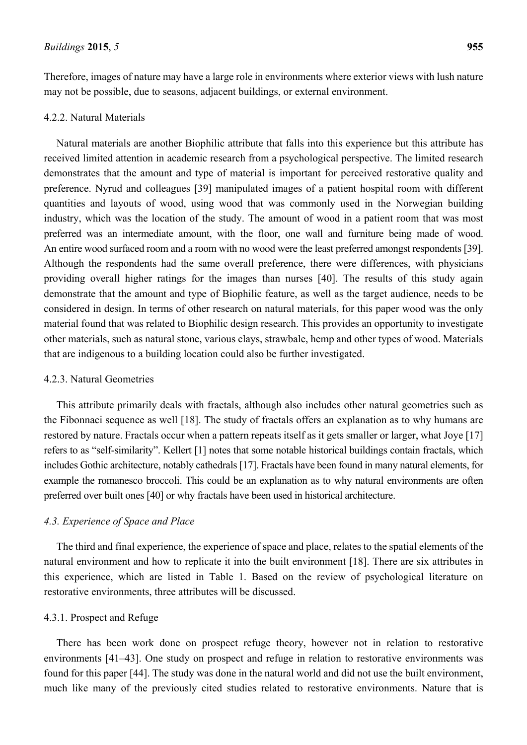Therefore, images of nature may have a large role in environments where exterior views with lush nature may not be possible, due to seasons, adjacent buildings, or external environment.

#### 4.2.2. Natural Materials

Natural materials are another Biophilic attribute that falls into this experience but this attribute has received limited attention in academic research from a psychological perspective. The limited research demonstrates that the amount and type of material is important for perceived restorative quality and preference. Nyrud and colleagues [39] manipulated images of a patient hospital room with different quantities and layouts of wood, using wood that was commonly used in the Norwegian building industry, which was the location of the study. The amount of wood in a patient room that was most preferred was an intermediate amount, with the floor, one wall and furniture being made of wood. An entire wood surfaced room and a room with no wood were the least preferred amongst respondents [39]. Although the respondents had the same overall preference, there were differences, with physicians providing overall higher ratings for the images than nurses [40]. The results of this study again demonstrate that the amount and type of Biophilic feature, as well as the target audience, needs to be considered in design. In terms of other research on natural materials, for this paper wood was the only material found that was related to Biophilic design research. This provides an opportunity to investigate other materials, such as natural stone, various clays, strawbale, hemp and other types of wood. Materials that are indigenous to a building location could also be further investigated.

#### 4.2.3. Natural Geometries

This attribute primarily deals with fractals, although also includes other natural geometries such as the Fibonnaci sequence as well [18]. The study of fractals offers an explanation as to why humans are restored by nature. Fractals occur when a pattern repeats itself as it gets smaller or larger, what Joye [17] refers to as "self-similarity". Kellert [1] notes that some notable historical buildings contain fractals, which includes Gothic architecture, notably cathedrals [17]. Fractals have been found in many natural elements, for example the romanesco broccoli. This could be an explanation as to why natural environments are often preferred over built ones [40] or why fractals have been used in historical architecture.

### *4.3. Experience of Space and Place*

The third and final experience, the experience of space and place, relates to the spatial elements of the natural environment and how to replicate it into the built environment [18]. There are six attributes in this experience, which are listed in Table 1. Based on the review of psychological literature on restorative environments, three attributes will be discussed.

#### 4.3.1. Prospect and Refuge

There has been work done on prospect refuge theory, however not in relation to restorative environments [41–43]. One study on prospect and refuge in relation to restorative environments was found for this paper [44]. The study was done in the natural world and did not use the built environment, much like many of the previously cited studies related to restorative environments. Nature that is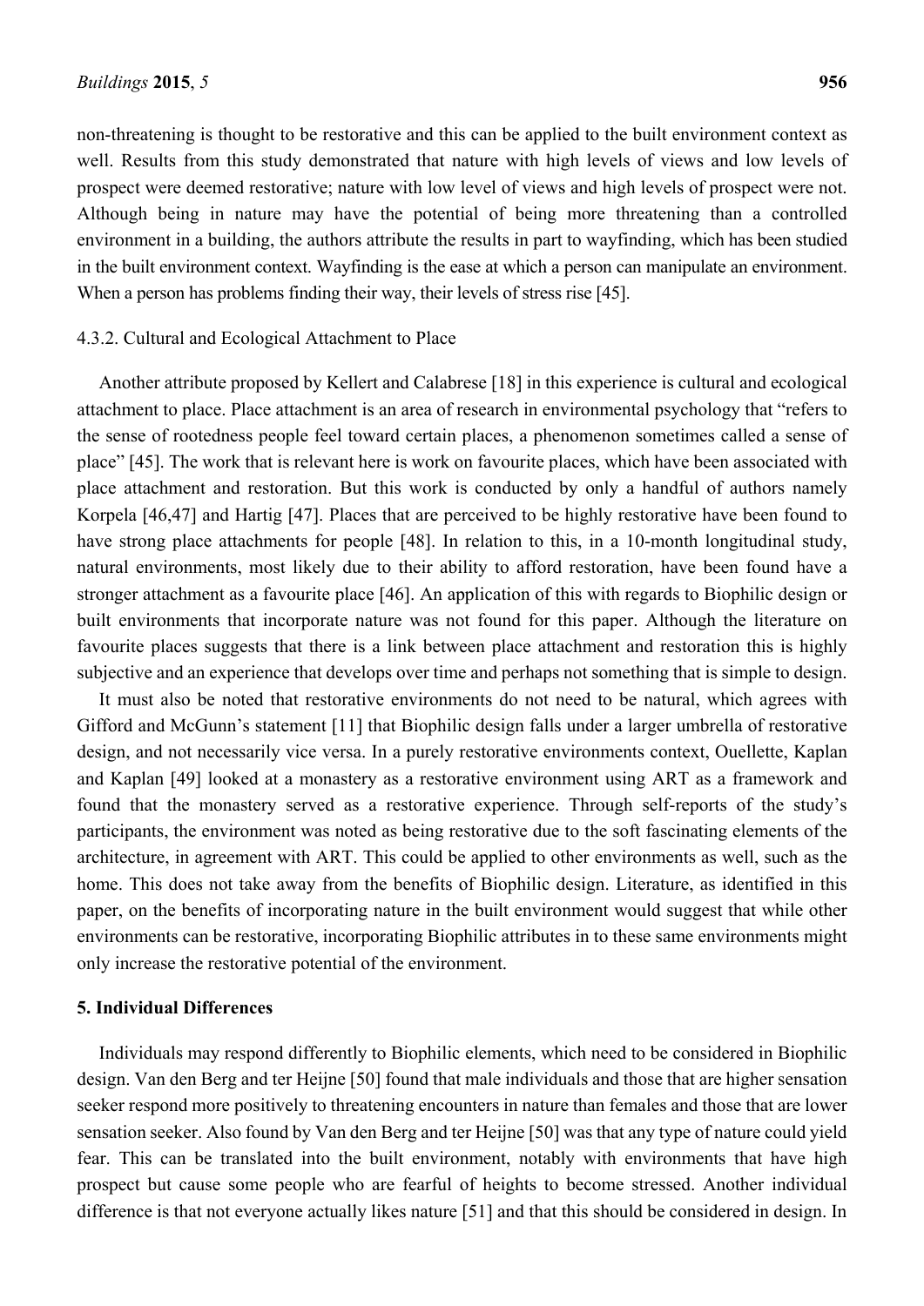non-threatening is thought to be restorative and this can be applied to the built environment context as well. Results from this study demonstrated that nature with high levels of views and low levels of prospect were deemed restorative; nature with low level of views and high levels of prospect were not. Although being in nature may have the potential of being more threatening than a controlled environment in a building, the authors attribute the results in part to wayfinding, which has been studied in the built environment context. Wayfinding is the ease at which a person can manipulate an environment. When a person has problems finding their way, their levels of stress rise [45].

#### 4.3.2. Cultural and Ecological Attachment to Place

Another attribute proposed by Kellert and Calabrese [18] in this experience is cultural and ecological attachment to place. Place attachment is an area of research in environmental psychology that "refers to the sense of rootedness people feel toward certain places, a phenomenon sometimes called a sense of place" [45]. The work that is relevant here is work on favourite places, which have been associated with place attachment and restoration. But this work is conducted by only a handful of authors namely Korpela [46,47] and Hartig [47]. Places that are perceived to be highly restorative have been found to have strong place attachments for people [48]. In relation to this, in a 10-month longitudinal study, natural environments, most likely due to their ability to afford restoration, have been found have a stronger attachment as a favourite place [46]. An application of this with regards to Biophilic design or built environments that incorporate nature was not found for this paper. Although the literature on favourite places suggests that there is a link between place attachment and restoration this is highly subjective and an experience that develops over time and perhaps not something that is simple to design.

It must also be noted that restorative environments do not need to be natural, which agrees with Gifford and McGunn's statement [11] that Biophilic design falls under a larger umbrella of restorative design, and not necessarily vice versa. In a purely restorative environments context, Ouellette, Kaplan and Kaplan [49] looked at a monastery as a restorative environment using ART as a framework and found that the monastery served as a restorative experience. Through self-reports of the study's participants, the environment was noted as being restorative due to the soft fascinating elements of the architecture, in agreement with ART. This could be applied to other environments as well, such as the home. This does not take away from the benefits of Biophilic design. Literature, as identified in this paper, on the benefits of incorporating nature in the built environment would suggest that while other environments can be restorative, incorporating Biophilic attributes in to these same environments might only increase the restorative potential of the environment.

## 5. Individual Differences

Individuals may respond differently to Biophilic elements, which need to be considered in Biophilic design. Van den Berg and ter Heijne [50] found that male individuals and those that are higher sensation seeker respond more positively to threatening encounters in nature than females and those that are lower sensation seeker. Also found by Van den Berg and ter Heijne [50] was that any type of nature could yield fear. This can be translated into the built environment, notably with environments that have high prospect but cause some people who are fearful of heights to become stressed. Another individual difference is that not everyone actually likes nature [51] and that this should be considered in design. In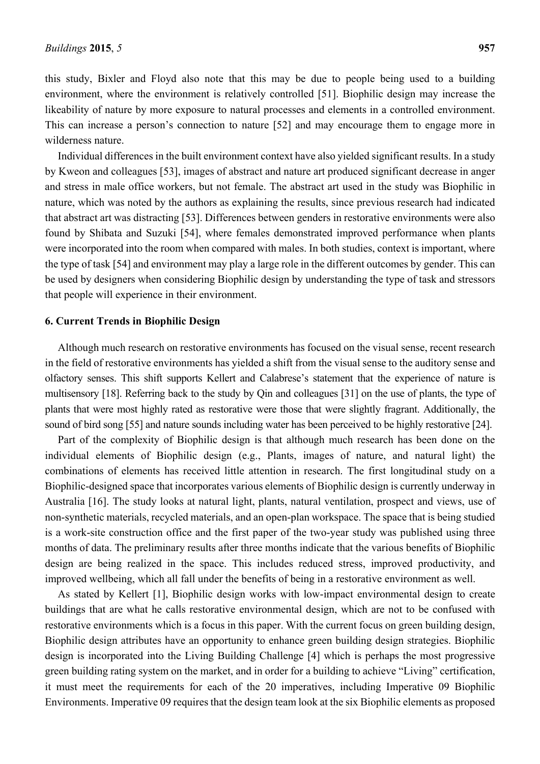this study, Bixler and Floyd also note that this may be due to people being used to a building environment, where the environment is relatively controlled [51]. Biophilic design may increase the likeability of nature by more exposure to natural processes and elements in a controlled environment. This can increase a person's connection to nature [52] and may encourage them to engage more in wilderness nature.

Individual differences in the built environment context have also yielded significant results. In a study by Kweon and colleagues [53], images of abstract and nature art produced significant decrease in anger and stress in male office workers, but not female. The abstract art used in the study was Biophilic in nature, which was noted by the authors as explaining the results, since previous research had indicated that abstract art was distracting [53]. Differences between genders in restorative environments were also found by Shibata and Suzuki [54], where females demonstrated improved performance when plants were incorporated into the room when compared with males. In both studies, context is important, where the type of task [54] and environment may play a large role in the different outcomes by gender. This can be used by designers when considering Biophilic design by understanding the type of task and stressors that people will experience in their environment.

## 6. Current Trends in Biophilic Design

Although much research on restorative environments has focused on the visual sense, recent research in the field of restorative environments has yielded a shift from the visual sense to the auditory sense and olfactory senses. This shift supports Kellert and Calabrese's statement that the experience of nature is multisensory [18]. Referring back to the study by Qin and colleagues [31] on the use of plants, the type of plants that were most highly rated as restorative were those that were slightly fragrant. Additionally, the sound of bird song [55] and nature sounds including water has been perceived to be highly restorative [24].

Part of the complexity of Biophilic design is that although much research has been done on the individual elements of Biophilic design (e.g., Plants, images of nature, and natural light) the combinations of elements has received little attention in research. The first longitudinal study on a Biophilic-designed space that incorporates various elements of Biophilic design is currently underway in Australia [16]. The study looks at natural light, plants, natural ventilation, prospect and views, use of non-synthetic materials, recycled materials, and an open-plan workspace. The space that is being studied is a work-site construction office and the first paper of the two-year study was published using three months of data. The preliminary results after three months indicate that the various benefits of Biophilic design are being realized in the space. This includes reduced stress, improved productivity, and improved wellbeing, which all fall under the benefits of being in a restorative environment as well.

As stated by Kellert [1], Biophilic design works with low-impact environmental design to create buildings that are what he calls restorative environmental design, which are not to be confused with restorative environments which is a focus in this paper. With the current focus on green building design, Biophilic design attributes have an opportunity to enhance green building design strategies. Biophilic design is incorporated into the Living Building Challenge [4] which is perhaps the most progressive green building rating system on the market, and in order for a building to achieve "Living" certification, it must meet the requirements for each of the 20 imperatives, including Imperative 09 Biophilic Environments. Imperative 09 requires that the design team look at the six Biophilic elements as proposed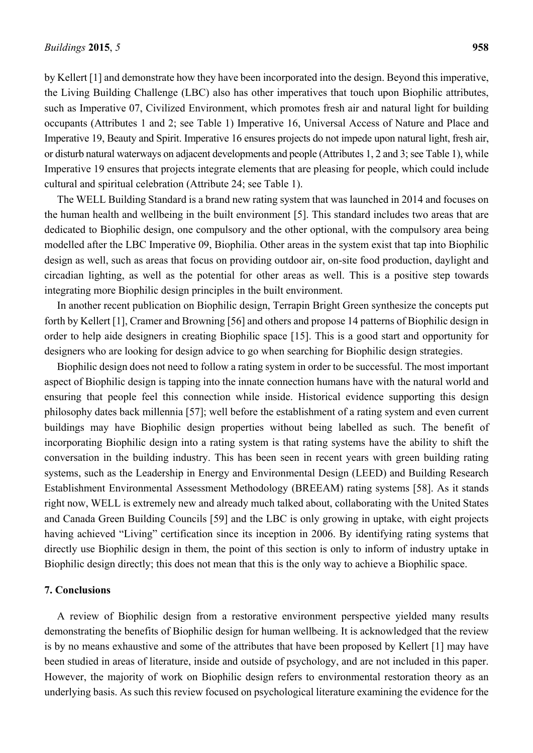by Kellert [1] and demonstrate how they have been incorporated into the design. Beyond this imperative, the Living Building Challenge (LBC) also has other imperatives that touch upon Biophilic attributes, such as Imperative 07, Civilized Environment, which promotes fresh air and natural light for building occupants (Attributes 1 and 2; see Table 1) Imperative 16, Universal Access of Nature and Place and Imperative 19, Beauty and Spirit. Imperative 16 ensures projects do not impede upon natural light, fresh air, or disturb natural waterways on adjacent developments and people (Attributes 1, 2 and 3; see Table 1), while Imperative 19 ensures that projects integrate elements that are pleasing for people, which could include cultural and spiritual celebration (Attribute 24; see Table 1).

The WELL Building Standard is a brand new rating system that was launched in 2014 and focuses on the human health and wellbeing in the built environment [5]. This standard includes two areas that are dedicated to Biophilic design, one compulsory and the other optional, with the compulsory area being modelled after the LBC Imperative 09, Biophilia. Other areas in the system exist that tap into Biophilic design as well, such as areas that focus on providing outdoor air, on-site food production, daylight and circadian lighting, as well as the potential for other areas as well. This is a positive step towards integrating more Biophilic design principles in the built environment.

In another recent publication on Biophilic design, Terrapin Bright Green synthesize the concepts put forth by Kellert [1], Cramer and Browning [56] and others and propose 14 patterns of Biophilic design in order to help aide designers in creating Biophilic space [15]. This is a good start and opportunity for designers who are looking for design advice to go when searching for Biophilic design strategies.

Biophilic design does not need to follow a rating system in order to be successful. The most important aspect of Biophilic design is tapping into the innate connection humans have with the natural world and ensuring that people feel this connection while inside. Historical evidence supporting this design philosophy dates back millennia [57]; well before the establishment of a rating system and even current buildings may have Biophilic design properties without being labelled as such. The benefit of incorporating Biophilic design into a rating system is that rating systems have the ability to shift the conversation in the building industry. This has been seen in recent years with green building rating systems, such as the Leadership in Energy and Environmental Design (LEED) and Building Research Establishment Environmental Assessment Methodology (BREEAM) rating systems [58]. As it stands right now, WELL is extremely new and already much talked about, collaborating with the United States and Canada Green Building Councils [59] and the LBC is only growing in uptake, with eight projects having achieved "Living" certification since its inception in 2006. By identifying rating systems that directly use Biophilic design in them, the point of this section is only to inform of industry uptake in Biophilic design directly; this does not mean that this is the only way to achieve a Biophilic space.

## 7. Conclusions

A review of Biophilic design from a restorative environment perspective yielded many results demonstrating the benefits of Biophilic design for human wellbeing. It is acknowledged that the review is by no means exhaustive and some of the attributes that have been proposed by Kellert [1] may have been studied in areas of literature, inside and outside of psychology, and are not included in this paper. However, the majority of work on Biophilic design refers to environmental restoration theory as an underlying basis. As such this review focused on psychological literature examining the evidence for the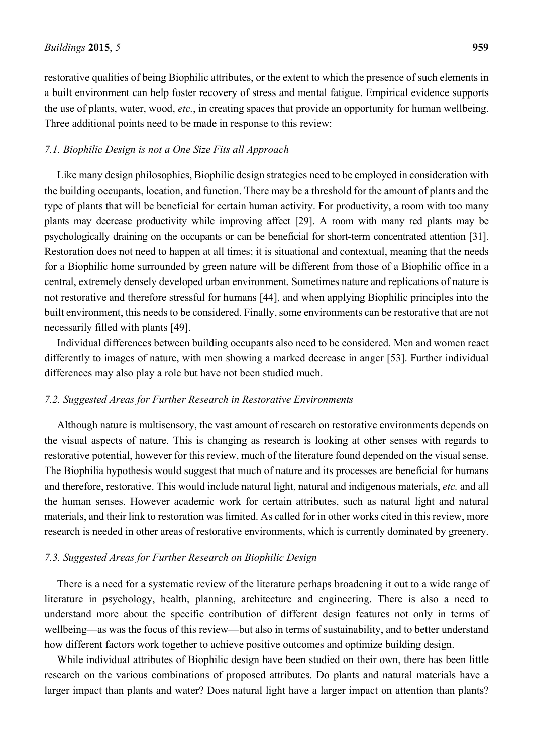restorative qualities of being Biophilic attributes, or the extent to which the presence of such elements in a built environment can help foster recovery of stress and mental fatigue. Empirical evidence supports the use of plants, water, wood, *etc.*, in creating spaces that provide an opportunity for human wellbeing. Three additional points need to be made in response to this review:

### *7.1. Biophilic Design is not a One Size Fits all Approach*

Like many design philosophies, Biophilic design strategies need to be employed in consideration with the building occupants, location, and function. There may be a threshold for the amount of plants and the type of plants that will be beneficial for certain human activity. For productivity, a room with too many plants may decrease productivity while improving affect [29]. A room with many red plants may be psychologically draining on the occupants or can be beneficial for short-term concentrated attention [31]. Restoration does not need to happen at all times; it is situational and contextual, meaning that the needs for a Biophilic home surrounded by green nature will be different from those of a Biophilic office in a central, extremely densely developed urban environment. Sometimes nature and replications of nature is not restorative and therefore stressful for humans [44], and when applying Biophilic principles into the built environment, this needs to be considered. Finally, some environments can be restorative that are not necessarily filled with plants [49].

Individual differences between building occupants also need to be considered. Men and women react differently to images of nature, with men showing a marked decrease in anger [53]. Further individual differences may also play a role but have not been studied much.

### *7.2. Suggested Areas for Further Research in Restorative Environments*

Although nature is multisensory, the vast amount of research on restorative environments depends on the visual aspects of nature. This is changing as research is looking at other senses with regards to restorative potential, however for this review, much of the literature found depended on the visual sense. The Biophilia hypothesis would suggest that much of nature and its processes are beneficial for humans and therefore, restorative. This would include natural light, natural and indigenous materials, *etc.* and all the human senses. However academic work for certain attributes, such as natural light and natural materials, and their link to restoration was limited. As called for in other works cited in this review, more research is needed in other areas of restorative environments, which is currently dominated by greenery.

### *7.3. Suggested Areas for Further Research on Biophilic Design*

There is a need for a systematic review of the literature perhaps broadening it out to a wide range of literature in psychology, health, planning, architecture and engineering. There is also a need to understand more about the specific contribution of different design features not only in terms of wellbeing—as was the focus of this review—but also in terms of sustainability, and to better understand how different factors work together to achieve positive outcomes and optimize building design.

While individual attributes of Biophilic design have been studied on their own, there has been little research on the various combinations of proposed attributes. Do plants and natural materials have a larger impact than plants and water? Does natural light have a larger impact on attention than plants?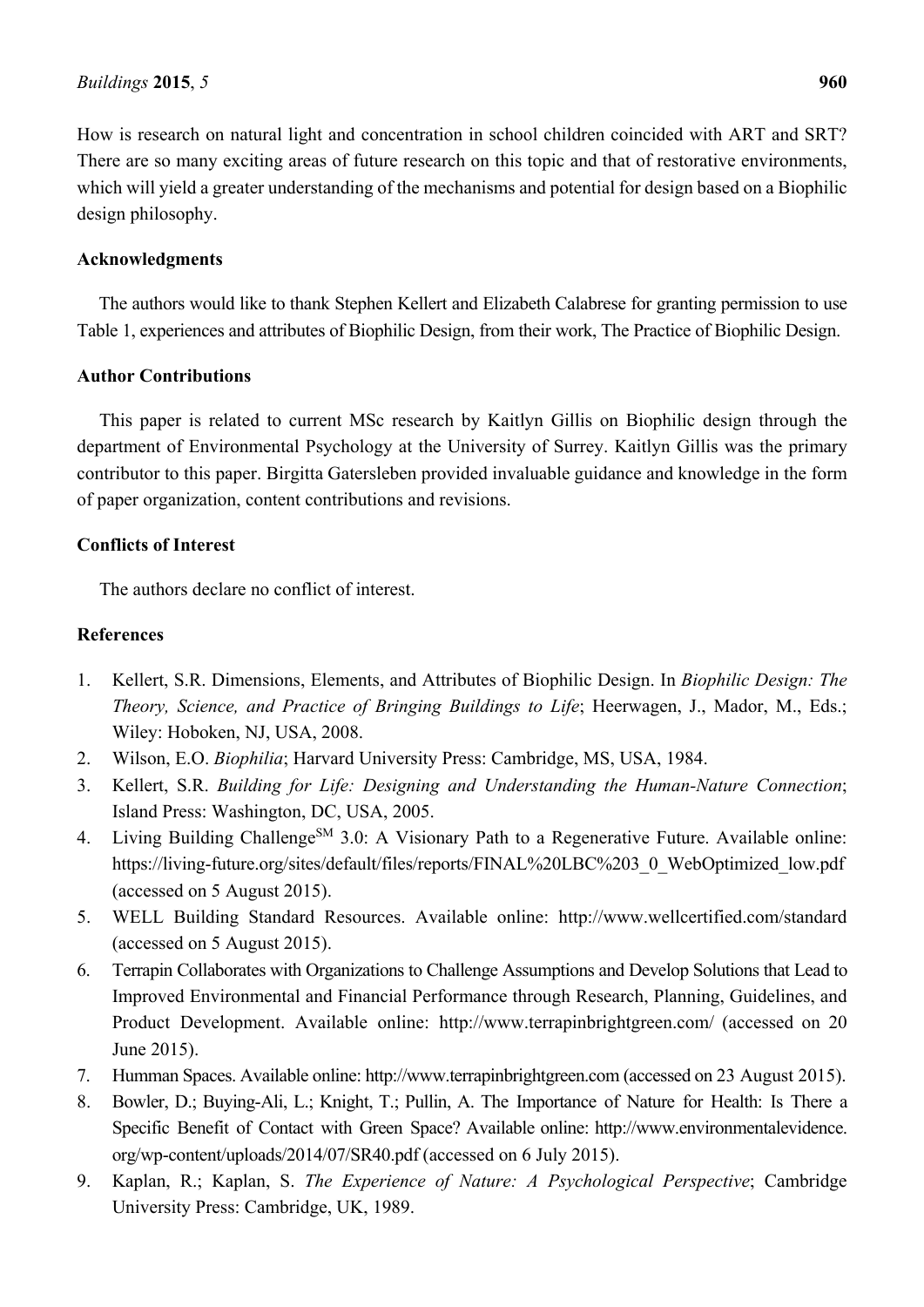How is research on natural light and concentration in school children coincided with ART and SRT? There are so many exciting areas of future research on this topic and that of restorative environments, which will yield a greater understanding of the mechanisms and potential for design based on a Biophilic design philosophy.

## Acknowledgments

The authors would like to thank Stephen Kellert and Elizabeth Calabrese for granting permission to use Table 1, experiences and attributes of Biophilic Design, from their work, The Practice of Biophilic Design.

## Author Contributions

This paper is related to current MSc research by Kaitlyn Gillis on Biophilic design through the department of Environmental Psychology at the University of Surrey. Kaitlyn Gillis was the primary contributor to this paper. Birgitta Gatersleben provided invaluable guidance and knowledge in the form of paper organization, content contributions and revisions.

## Conflicts of Interest

The authors declare no conflict of interest.

## References

1. Kellert, S.R. Dimensions, Elements, and Attributes of Biophilic Design. In *Biophilic Design: The Theory, Science, and Practice of Bringing Buildings to Life*; Heerwagen, J., Mador, M., Eds.; Wiley: Hoboken, NJ, USA, 2008.
2. Wilson, E.O. *Biophilia*; Harvard University Press: Cambridge, MS, USA, 1984.
3. Kellert, S.R. *Building for Life: Designing and Understanding the Human-Nature Connection*; Island Press: Washington, DC, USA, 2005.
4. Living Building Challenge[SM] 3.0: A Visionary Path to a Regenerative Future. Available online: https://living-future.org/sites/default/files/reports/FINAL%20LBC%203_0_WebOptimized_low.pdf (accessed on 5 August 2015).
5. WELL Building Standard Resources. Available online: http://www.wellcertified.com/standard (accessed on 5 August 2015).
6. Terrapin Collaborates with Organizations to Challenge Assumptions and Develop Solutions that Lead to Improved Environmental and Financial Performance through Research, Planning, Guidelines, and Product Development. Available online: http://www.terrapinbrightgreen.com/ (accessed on 20 June 2015).
7. Humman Spaces. Available online: http://www.terrapinbrightgreen.com (accessed on 23 August 2015).
8. Bowler, D.; Buying-Ali, L.; Knight, T.; Pullin, A. The Importance of Nature for Health: Is There a Specific Benefit of Contact with Green Space? Available online: http://www.environmentalevidence.org/wp-content/uploads/2014/07/SR40.pdf (accessed on 6 July 2015).
9. Kaplan, R.; Kaplan, S. *The Experience of Nature: A Psychological Perspective*; Cambridge University Press: Cambridge, UK, 1989.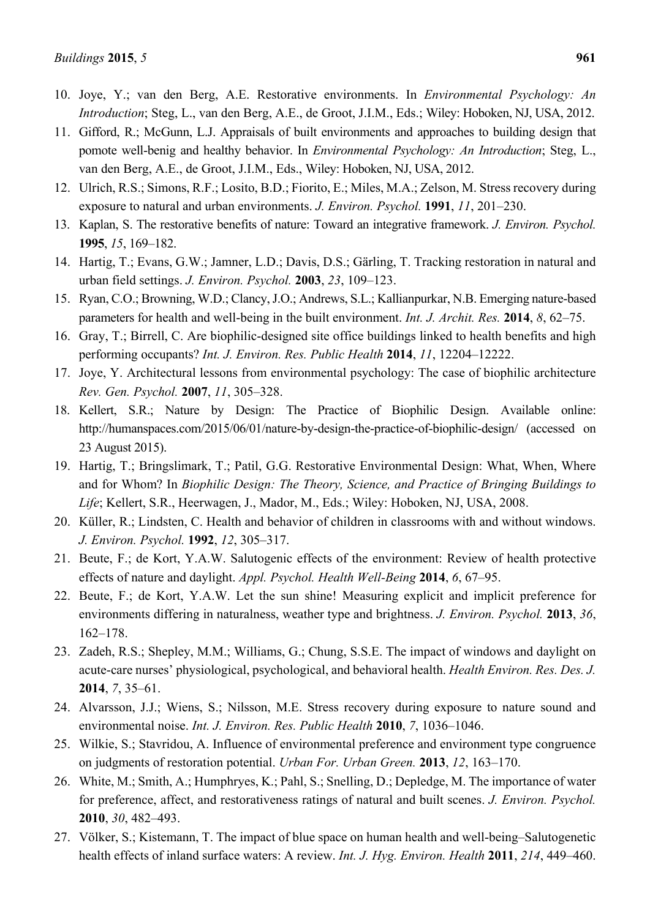10. Joye, Y.; van den Berg, A.E. Restorative environments. In *Environmental Psychology: An Introduction*; Steg, L., van den Berg, A.E., de Groot, J.I.M., Eds.; Wiley: Hoboken, NJ, USA, 2012.
11. Gifford, R.; McGunn, L.J. Appraisals of built environments and approaches to building design that pomote well-benig and healthy behavior. In *Environmental Psychology: An Introduction*; Steg, L., van den Berg, A.E., de Groot, J.I.M., Eds., Wiley: Hoboken, NJ, USA, 2012.
12. Ulrich, R.S.; Simons, R.F.; Losito, B.D.; Fiorito, E.; Miles, M.A.; Zelson, M. Stress recovery during exposure to natural and urban environments. *J. Environ. Psychol.* **1991**, *11*, 201–230.
13. Kaplan, S. The restorative benefits of nature: Toward an integrative framework. *J. Environ. Psychol.* **1995**, *15*, 169–182.
14. Hartig, T.; Evans, G.W.; Jamner, L.D.; Davis, D.S.; Gärling, T. Tracking restoration in natural and urban field settings. *J. Environ. Psychol.* **2003**, *23*, 109–123.
15. Ryan, C.O.; Browning, W.D.; Clancy, J.O.; Andrews, S.L.; Kallianpurkar, N.B. Emerging nature-based parameters for health and well-being in the built environment. *Int. J. Archit. Res.* **2014**, *8*, 62–75.
16. Gray, T.; Birrell, C. Are biophilic-designed site office buildings linked to health benefits and high performing occupants? *Int. J. Environ. Res. Public Health* **2014**, *11*, 12204–12222.
17. Joye, Y. Architectural lessons from environmental psychology: The case of biophilic architecture *Rev. Gen. Psychol.* **2007**, *11*, 305–328.
18. Kellert, S.R.; Nature by Design: The Practice of Biophilic Design. Available online: http://humanspaces.com/2015/06/01/nature-by-design-the-practice-of-biophilic-design/ (accessed on 23 August 2015).
19. Hartig, T.; Bringslimark, T.; Patil, G.G. Restorative Environmental Design: What, When, Where and for Whom? In *Biophilic Design: The Theory, Science, and Practice of Bringing Buildings to Life*; Kellert, S.R., Heerwagen, J., Mador, M., Eds.; Wiley: Hoboken, NJ, USA, 2008.
20. Küller, R.; Lindsten, C. Health and behavior of children in classrooms with and without windows. *J. Environ. Psychol.* **1992**, *12*, 305–317.
21. Beute, F.; de Kort, Y.A.W. Salutogenic effects of the environment: Review of health protective effects of nature and daylight. *Appl. Psychol. Health Well-Being* **2014**, *6*, 67–95.
22. Beute, F.; de Kort, Y.A.W. Let the sun shine! Measuring explicit and implicit preference for environments differing in naturalness, weather type and brightness. *J. Environ. Psychol.* **2013**, *36*, 162–178.
23. Zadeh, R.S.; Shepley, M.M.; Williams, G.; Chung, S.S.E. The impact of windows and daylight on acute-care nurses' physiological, psychological, and behavioral health. *Health Environ. Res. Des. J.* **2014**, *7*, 35–61.
24. Alvarsson, J.J.; Wiens, S.; Nilsson, M.E. Stress recovery during exposure to nature sound and environmental noise. *Int. J. Environ. Res. Public Health* **2010**, *7*, 1036–1046.
25. Wilkie, S.; Stavridou, A. Influence of environmental preference and environment type congruence on judgments of restoration potential. *Urban For. Urban Green.* **2013**, *12*, 163–170.
26. White, M.; Smith, A.; Humphryes, K.; Pahl, S.; Snelling, D.; Depledge, M. The importance of water for preference, affect, and restorativeness ratings of natural and built scenes. *J. Environ. Psychol.* **2010**, *30*, 482–493.
27. Völker, S.; Kistemann, T. The impact of blue space on human health and well-being–Salutogenetic health effects of inland surface waters: A review. *Int. J. Hyg. Environ. Health* **2011**, *214*, 449–460.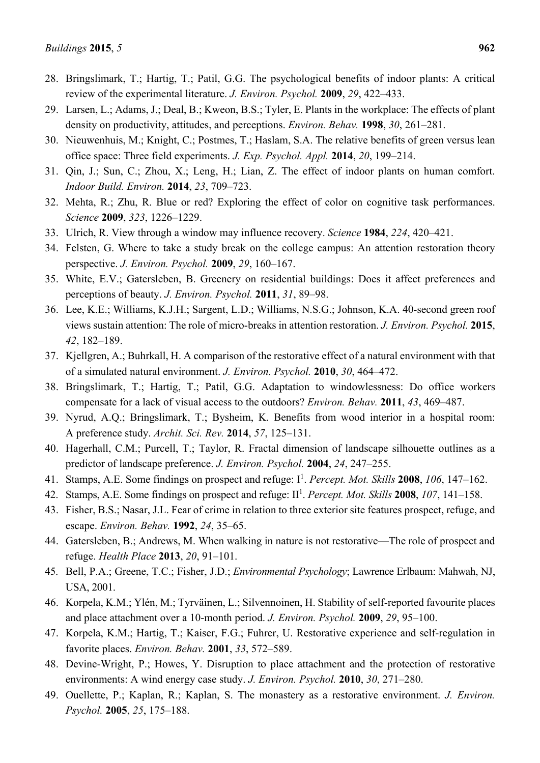28. Bringslimark, T.; Hartig, T.; Patil, G.G. The psychological benefits of indoor plants: A critical review of the experimental literature. *J. Environ. Psychol.* **2009**, *29*, 422–433.
29. Larsen, L.; Adams, J.; Deal, B.; Kweon, B.S.; Tyler, E. Plants in the workplace: The effects of plant density on productivity, attitudes, and perceptions. *Environ. Behav.* **1998**, *30*, 261–281.
30. Nieuwenhuis, M.; Knight, C.; Postmes, T.; Haslam, S.A. The relative benefits of green versus lean office space: Three field experiments. *J. Exp. Psychol. Appl.* **2014**, *20*, 199–214.
31. Qin, J.; Sun, C.; Zhou, X.; Leng, H.; Lian, Z. The effect of indoor plants on human comfort. *Indoor Build. Environ.* **2014**, *23*, 709–723.
32. Mehta, R.; Zhu, R. Blue or red? Exploring the effect of color on cognitive task performances. *Science* **2009**, *323*, 1226–1229.
33. Ulrich, R. View through a window may influence recovery. *Science* **1984**, *224*, 420–421.
34. Felsten, G. Where to take a study break on the college campus: An attention restoration theory perspective. *J. Environ. Psychol.* **2009**, *29*, 160–167.
35. White, E.V.; Gatersleben, B. Greenery on residential buildings: Does it affect preferences and perceptions of beauty. *J. Environ. Psychol.* **2011**, *31*, 89–98.
36. Lee, K.E.; Williams, K.J.H.; Sargent, L.D.; Williams, N.S.G.; Johnson, K.A. 40-second green roof views sustain attention: The role of micro-breaks in attention restoration. *J. Environ. Psychol.* **2015**, *42*, 182–189.
37. Kjellgren, A.; Buhrkall, H. A comparison of the restorative effect of a natural environment with that of a simulated natural environment. *J. Environ. Psychol.* **2010**, *30*, 464–472.
38. Bringslimark, T.; Hartig, T.; Patil, G.G. Adaptation to windowlessness: Do office workers compensate for a lack of visual access to the outdoors? *Environ. Behav.* **2011**, *43*, 469–487.
39. Nyrud, A.Q.; Bringslimark, T.; Bysheim, K. Benefits from wood interior in a hospital room: A preference study. *Archit. Sci. Rev.* **2014**, *57*, 125–131.
40. Hagerhall, C.M.; Purcell, T.; Taylor, R. Fractal dimension of landscape silhouette outlines as a predictor of landscape preference. *J. Environ. Psychol.* **2004**, *24*, 247–255.
41. Stamps, A.E. Some findings on prospect and refuge: I[1]. *Percept. Mot. Skills* **2008**, *106*, 147–162.
42. Stamps, A.E. Some findings on prospect and refuge: II[1]. *Percept. Mot. Skills* **2008**, *107*, 141–158.
43. Fisher, B.S.; Nasar, J.L. Fear of crime in relation to three exterior site features prospect, refuge, and escape. *Environ. Behav.* **1992**, *24*, 35–65.
44. Gatersleben, B.; Andrews, M. When walking in nature is not restorative—The role of prospect and refuge. *Health Place* **2013**, *20*, 91–101.
45. Bell, P.A.; Greene, T.C.; Fisher, J.D.; *Environmental Psychology*; Lawrence Erlbaum: Mahwah, NJ, USA, 2001.
46. Korpela, K.M.; Ylén, M.; Tyrväinen, L.; Silvennoinen, H. Stability of self-reported favourite places and place attachment over a 10-month period. *J. Environ. Psychol.* **2009**, *29*, 95–100.
47. Korpela, K.M.; Hartig, T.; Kaiser, F.G.; Fuhrer, U. Restorative experience and self-regulation in favorite places. *Environ. Behav.* **2001**, *33*, 572–589.
48. Devine-Wright, P.; Howes, Y. Disruption to place attachment and the protection of restorative environments: A wind energy case study. *J. Environ. Psychol.* **2010**, *30*, 271–280.
49. Ouellette, P.; Kaplan, R.; Kaplan, S. The monastery as a restorative environment. *J. Environ. Psychol.* **2005**, *25*, 175–188.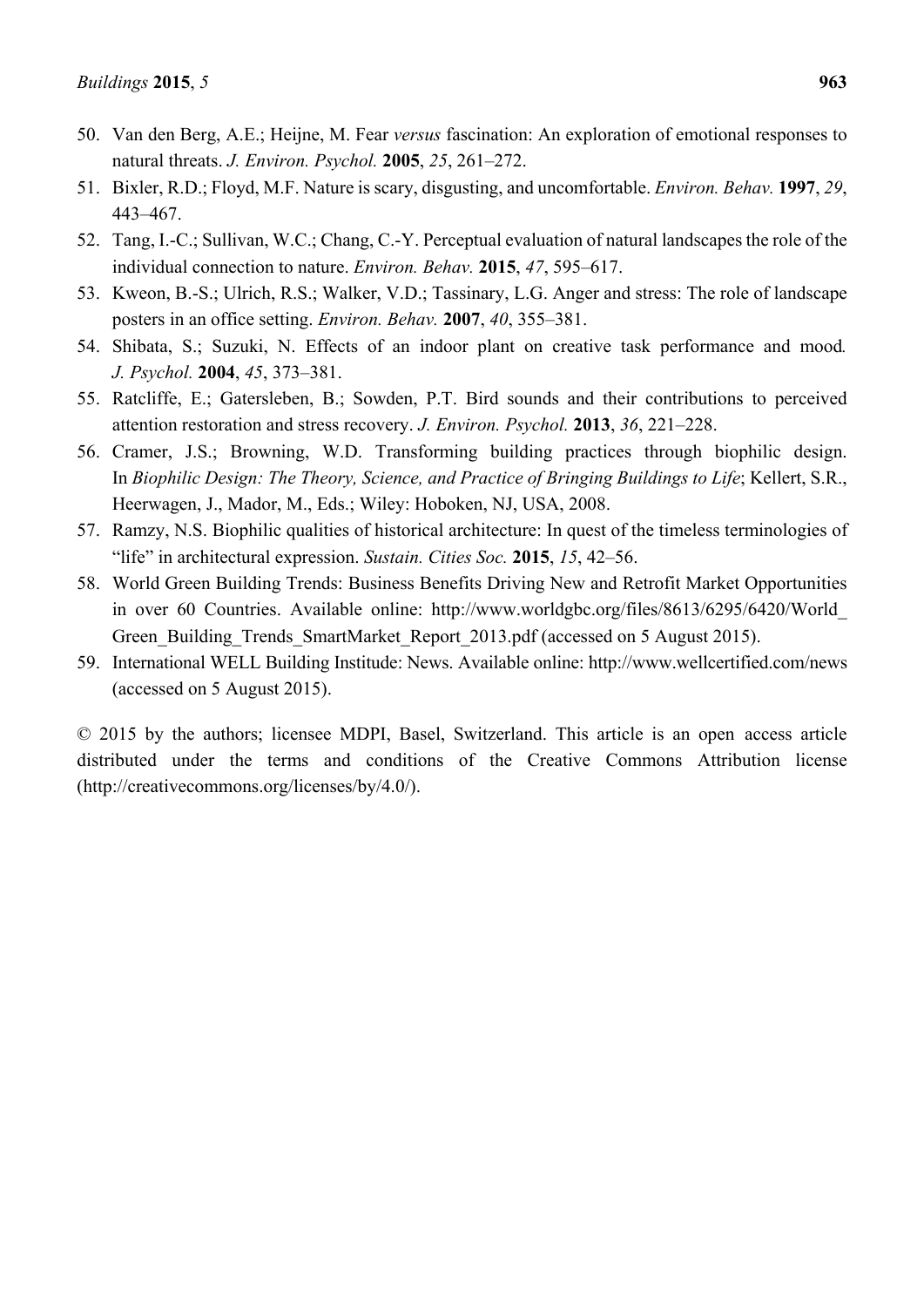50. Van den Berg, A.E.; Heijne, M. Fear *versus* fascination: An exploration of emotional responses to natural threats. *J. Environ. Psychol.* **2005**, *25*, 261–272.
51. Bixler, R.D.; Floyd, M.F. Nature is scary, disgusting, and uncomfortable. *Environ. Behav.* **1997**, *29*, 443–467.
52. Tang, I.-C.; Sullivan, W.C.; Chang, C.-Y. Perceptual evaluation of natural landscapes the role of the individual connection to nature. *Environ. Behav.* **2015**, *47*, 595–617.
53. Kweon, B.-S.; Ulrich, R.S.; Walker, V.D.; Tassinary, L.G. Anger and stress: The role of landscape posters in an office setting. *Environ. Behav.* **2007**, *40*, 355–381.
54. Shibata, S.; Suzuki, N. Effects of an indoor plant on creative task performance and mood*.* *J. Psychol.* **2004**, *45*, 373–381.
55. Ratcliffe, E.; Gatersleben, B.; Sowden, P.T. Bird sounds and their contributions to perceived attention restoration and stress recovery. *J. Environ. Psychol.* **2013**, *36*, 221–228.
56. Cramer, J.S.; Browning, W.D. Transforming building practices through biophilic design. In *Biophilic Design: The Theory, Science, and Practice of Bringing Buildings to Life*; Kellert, S.R., Heerwagen, J., Mador, M., Eds.; Wiley: Hoboken, NJ, USA, 2008.
57. Ramzy, N.S. Biophilic qualities of historical architecture: In quest of the timeless terminologies of "life" in architectural expression. *Sustain. Cities Soc.* **2015**, *15*, 42–56.
58. World Green Building Trends: Business Benefits Driving New and Retrofit Market Opportunities in over 60 Countries. Available online: http://www.worldgbc.org/files/8613/6295/6420/World_Green_Building_Trends_SmartMarket_Report_2013.pdf (accessed on 5 August 2015).
59. International WELL Building Institute: News. Available online: http://www.wellcertified.com/news (accessed on 5 August 2015).

© 2015 by the authors; licensee MDPI, Basel, Switzerland. This article is an open access article distributed under the terms and conditions of the Creative Commons Attribution license (http://creativecommons.org/licenses/by/4.0/).